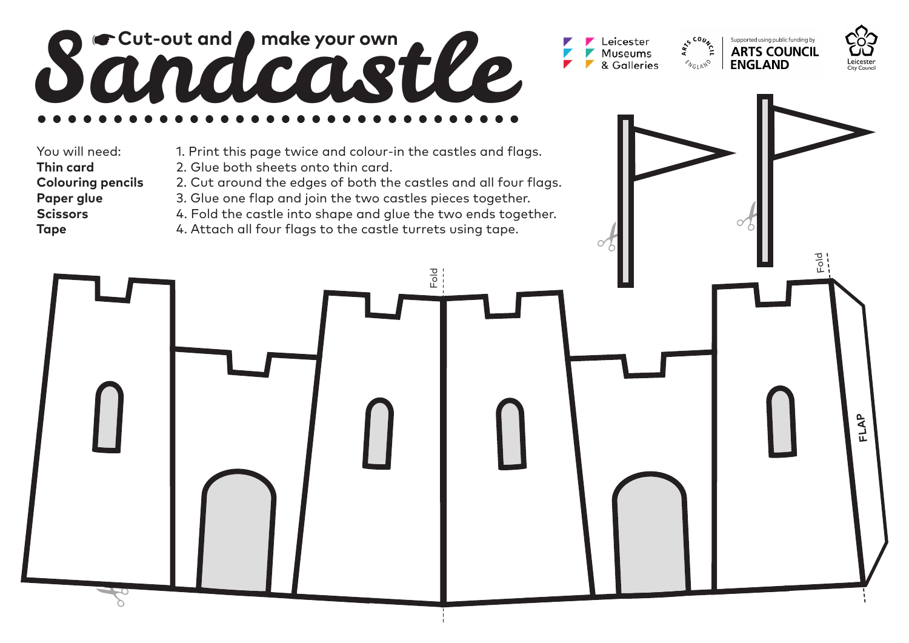# ☛ Cut-out and make your own Sandcastle

Leicester Museums & Galleries

Supported using public funding by ARTS COUNCIL ENGLAND

Leicester City Council

You will need:
**Thin card**
**Colouring pencils**
**Paper glue**
**Scissors**
**Tape**

1. Print this page twice and colour-in the castles and flags.
2. Glue both sheets onto thin card.
2. Cut around the edges of both the castles and all four flags.
3. Glue one flap and join the two castles pieces together.
4. Fold the castle into shape and glue the two ends together.
4. Attach all four flags to the castle turrets using tape.

Fold

Fold

FLAP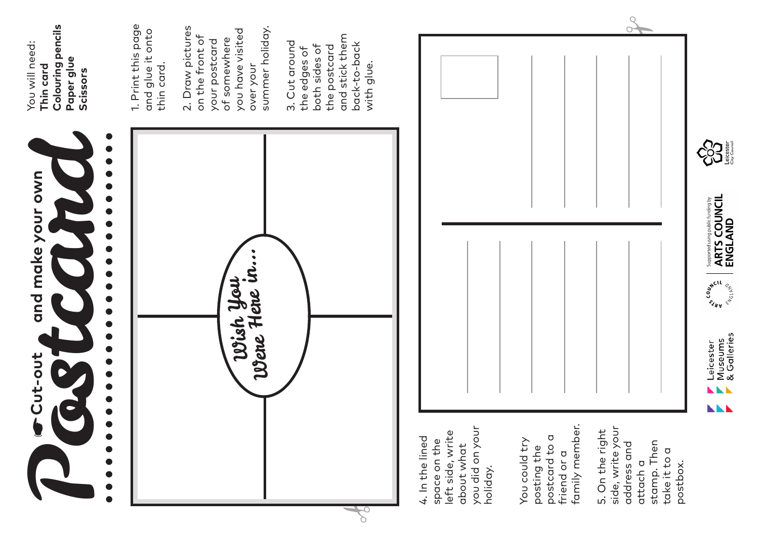# Cut-out and make your own Postcard

You will need:
**Thin card**
**Colouring pencils**
**Paper glue**
**Scissors**

1. Print this page and glue it onto thin card.

2. Draw pictures on the front of your postcard of somewhere you have visited over your summer holiday.

3. Cut around the edges of both sides of the postcard and stick them back-to-back with glue.

*Wish You Were Here in...*

4. In the lined space on the left side, write about what you did on your holiday.

You could try posting the postcard to a friend or a family member.

5. On the right side, write your address and attach a stamp. Then take it to a postbox.

Leicester Museums & Galleries

Supported using public funding by ARTS COUNCIL ENGLAND

Leicester City Council